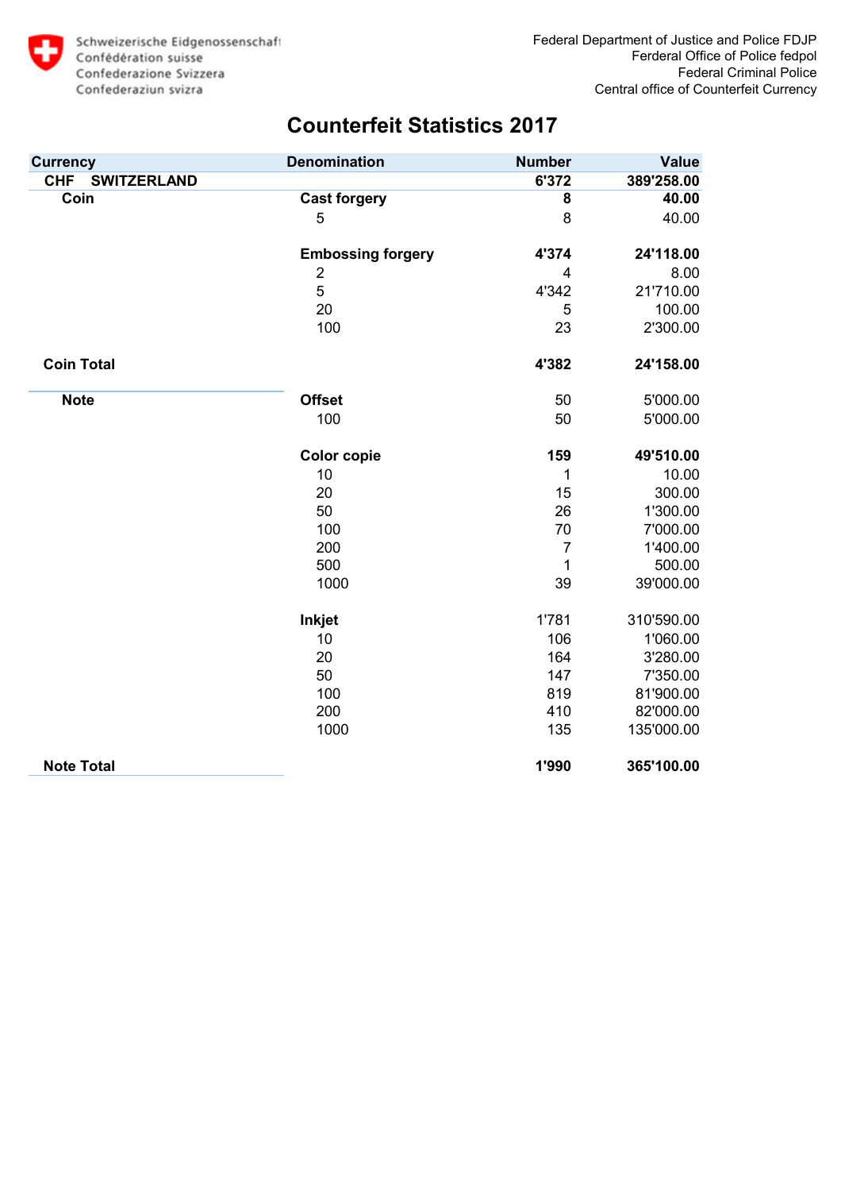Schweizerische Eidgenossenschaft
Confédération suisse
Confederazione Svizzera
Confederaziun svizra

Federal Department of Justice and Police FDJP
Ferderal Office of Police fedpol
Federal Criminal Police
Central office of Counterfeit Currency

# Counterfeit Statistics 2017

| Currency | | Denomination | Number | Value |
|---|---|---|---|---|
| **CHF SWITZERLAND** | | | **6'372** | **389'258.00** |
| **Coin** | | **Cast forgery** | **8** | **40.00** |
| | | 5 | 8 | 40.00 |
| | | **Embossing forgery** | **4'374** | **24'118.00** |
| | | 2 | 4 | 8.00 |
| | | 5 | 4'342 | 21'710.00 |
| | | 20 | 5 | 100.00 |
| | | 100 | 23 | 2'300.00 |
| **Coin Total** | | | **4'382** | **24'158.00** |
| **Note** | | **Offset** | 50 | 5'000.00 |
| | | 100 | 50 | 5'000.00 |
| | | **Color copie** | **159** | **49'510.00** |
| | | 10 | 1 | 10.00 |
| | | 20 | 15 | 300.00 |
| | | 50 | 26 | 1'300.00 |
| | | 100 | 70 | 7'000.00 |
| | | 200 | 7 | 1'400.00 |
| | | 500 | 1 | 500.00 |
| | | 1000 | 39 | 39'000.00 |
| | | **Inkjet** | 1'781 | 310'590.00 |
| | | 10 | 106 | 1'060.00 |
| | | 20 | 164 | 3'280.00 |
| | | 50 | 147 | 7'350.00 |
| | | 100 | 819 | 81'900.00 |
| | | 200 | 410 | 82'000.00 |
| | | 1000 | 135 | 135'000.00 |
| **Note Total** | | | **1'990** | **365'100.00** |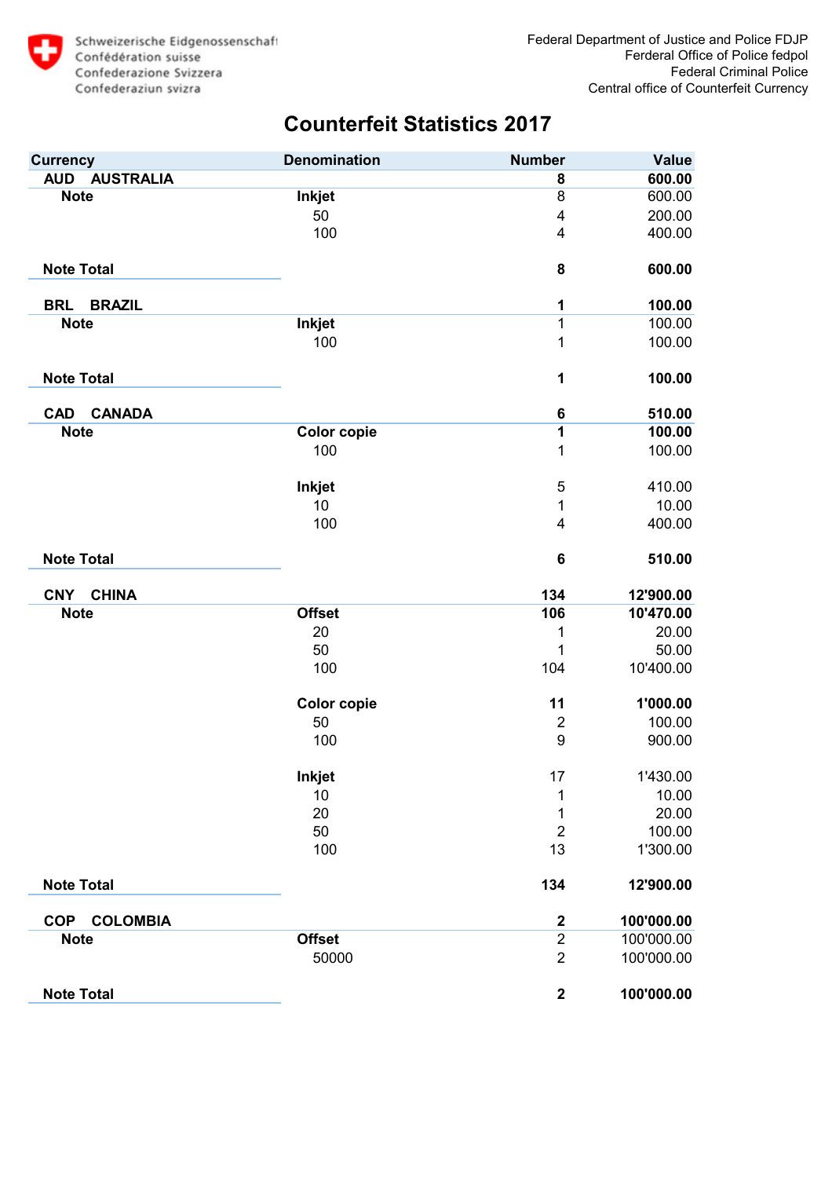Schweizerische Eidgenossenschaft
Confédération suisse
Confederazione Svizzera
Confederaziun svizra

Federal Department of Justice and Police FDJP
Ferderal Office of Police fedpol
Federal Criminal Police
Central office of Counterfeit Currency

# Counterfeit Statistics 2017

| Currency | Denomination | Number | Value |
|---|---|---|---|
| **AUD AUSTRALIA** | | **8** | **600.00** |
| **Note** | **Inkjet** | 8 | 600.00 |
| | 50 | 4 | 200.00 |
| | 100 | 4 | 400.00 |
| **Note Total** | | **8** | **600.00** |
| **BRL BRAZIL** | | **1** | **100.00** |
| **Note** | **Inkjet** | 1 | 100.00 |
| | 100 | 1 | 100.00 |
| **Note Total** | | **1** | **100.00** |
| **CAD CANADA** | | **6** | **510.00** |
| **Note** | **Color copie** | **1** | **100.00** |
| | 100 | 1 | 100.00 |
| | **Inkjet** | 5 | 410.00 |
| | 10 | 1 | 10.00 |
| | 100 | 4 | 400.00 |
| **Note Total** | | **6** | **510.00** |
| **CNY CHINA** | | **134** | **12'900.00** |
| **Note** | **Offset** | **106** | **10'470.00** |
| | 20 | 1 | 20.00 |
| | 50 | 1 | 50.00 |
| | 100 | 104 | 10'400.00 |
| | **Color copie** | **11** | **1'000.00** |
| | 50 | 2 | 100.00 |
| | 100 | 9 | 900.00 |
| | **Inkjet** | 17 | 1'430.00 |
| | 10 | 1 | 10.00 |
| | 20 | 1 | 20.00 |
| | 50 | 2 | 100.00 |
| | 100 | 13 | 1'300.00 |
| **Note Total** | | **134** | **12'900.00** |
| **COP COLOMBIA** | | **2** | **100'000.00** |
| **Note** | **Offset** | 2 | 100'000.00 |
| | 50000 | 2 | 100'000.00 |
| **Note Total** | | **2** | **100'000.00** |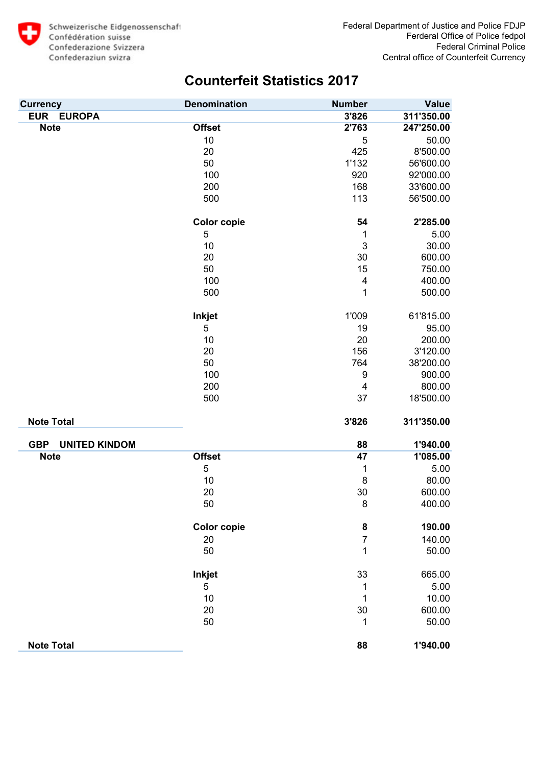Schweizerische Eidgenossenschaft
Confédération suisse
Confederazione Svizzera
Confederaziun svizra

Federal Department of Justice and Police FDJP
Ferderal Office of Police fedpol
Federal Criminal Police
Central office of Counterfeit Currency

# Counterfeit Statistics 2017

| Currency | Denomination | Number | Value |
|---|---|---|---|
| **EUR EUROPA** | | **3'826** | **311'350.00** |
| **Note** | **Offset** | **2'763** | **247'250.00** |
| | 10 | 5 | 50.00 |
| | 20 | 425 | 8'500.00 |
| | 50 | 1'132 | 56'600.00 |
| | 100 | 920 | 92'000.00 |
| | 200 | 168 | 33'600.00 |
| | 500 | 113 | 56'500.00 |
| | **Color copie** | **54** | **2'285.00** |
| | 5 | 1 | 5.00 |
| | 10 | 3 | 30.00 |
| | 20 | 30 | 600.00 |
| | 50 | 15 | 750.00 |
| | 100 | 4 | 400.00 |
| | 500 | 1 | 500.00 |
| | **Inkjet** | 1'009 | 61'815.00 |
| | 5 | 19 | 95.00 |
| | 10 | 20 | 200.00 |
| | 20 | 156 | 3'120.00 |
| | 50 | 764 | 38'200.00 |
| | 100 | 9 | 900.00 |
| | 200 | 4 | 800.00 |
| | 500 | 37 | 18'500.00 |
| **Note Total** | | **3'826** | **311'350.00** |
| **GBP UNITED KINDOM** | | **88** | **1'940.00** |
| **Note** | **Offset** | **47** | **1'085.00** |
| | 5 | 1 | 5.00 |
| | 10 | 8 | 80.00 |
| | 20 | 30 | 600.00 |
| | 50 | 8 | 400.00 |
| | **Color copie** | **8** | **190.00** |
| | 20 | 7 | 140.00 |
| | 50 | 1 | 50.00 |
| | **Inkjet** | 33 | 665.00 |
| | 5 | 1 | 5.00 |
| | 10 | 1 | 10.00 |
| | 20 | 30 | 600.00 |
| | 50 | 1 | 50.00 |
| **Note Total** | | **88** | **1'940.00** |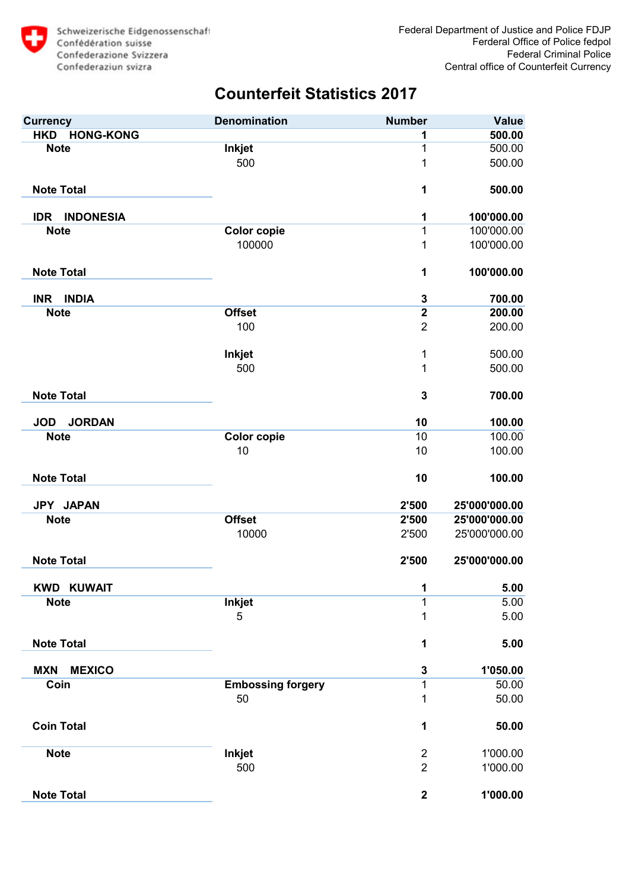Schweizerische Eidgenossenschaft
Confédération suisse
Confederazione Svizzera
Confederaziun svizra

Federal Department of Justice and Police FDJP
Ferderal Office of Police fedpol
Federal Criminal Police
Central office of Counterfeit Currency

# Counterfeit Statistics 2017

| Currency | Denomination | Number | Value |
|---|---|---|---|
| **HKD HONG-KONG** | | **1** | **500.00** |
| **Note** | **Inkjet** | 1 | 500.00 |
| | 500 | 1 | 500.00 |
| **Note Total** | | **1** | **500.00** |
| **IDR INDONESIA** | | **1** | **100'000.00** |
| **Note** | **Color copie** | 1 | 100'000.00 |
| | 100000 | 1 | 100'000.00 |
| **Note Total** | | **1** | **100'000.00** |
| **INR INDIA** | | **3** | **700.00** |
| **Note** | **Offset** | **2** | **200.00** |
| | 100 | 2 | 200.00 |
| | **Inkjet** | 1 | 500.00 |
| | 500 | 1 | 500.00 |
| **Note Total** | | **3** | **700.00** |
| **JOD JORDAN** | | **10** | **100.00** |
| **Note** | **Color copie** | 10 | 100.00 |
| | 10 | 10 | 100.00 |
| **Note Total** | | **10** | **100.00** |
| **JPY JAPAN** | | **2'500** | **25'000'000.00** |
| **Note** | **Offset** | **2'500** | **25'000'000.00** |
| | 10000 | 2'500 | 25'000'000.00 |
| **Note Total** | | **2'500** | **25'000'000.00** |
| **KWD KUWAIT** | | **1** | **5.00** |
| **Note** | **Inkjet** | 1 | 5.00 |
| | 5 | 1 | 5.00 |
| **Note Total** | | **1** | **5.00** |
| **MXN MEXICO** | | **3** | **1'050.00** |
| **Coin** | **Embossing forgery** | 1 | 50.00 |
| | 50 | 1 | 50.00 |
| **Coin Total** | | **1** | **50.00** |
| **Note** | **Inkjet** | 2 | 1'000.00 |
| | 500 | 2 | 1'000.00 |
| **Note Total** | | **2** | **1'000.00** |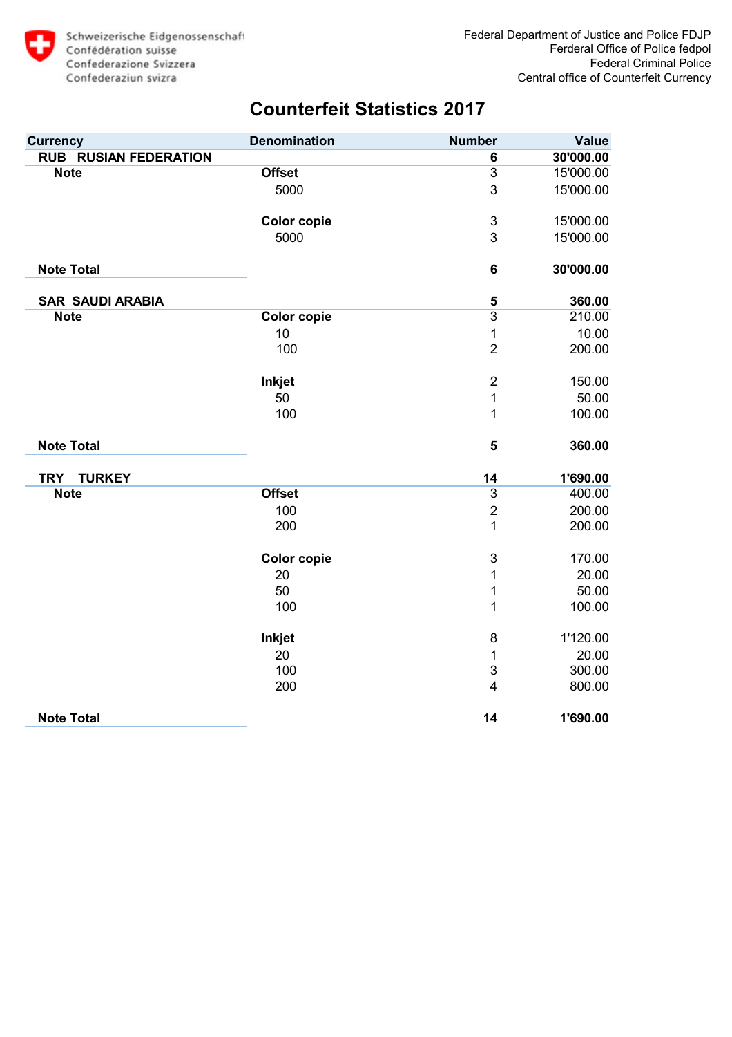# Counterfeit Statistics 2017

| Currency | Denomination | Number | Value |
|---|---|---|---|
| **RUB RUSIAN FEDERATION** | | **6** | **30'000.00** |
| **Note** | **Offset** | 3 | 15'000.00 |
| | 5000 | 3 | 15'000.00 |
| | **Color copie** | 3 | 15'000.00 |
| | 5000 | 3 | 15'000.00 |
| **Note Total** | | **6** | **30'000.00** |
| **SAR SAUDI ARABIA** | | **5** | **360.00** |
| **Note** | **Color copie** | 3 | 210.00 |
| | 10 | 1 | 10.00 |
| | 100 | 2 | 200.00 |
| | **Inkjet** | 2 | 150.00 |
| | 50 | 1 | 50.00 |
| | 100 | 1 | 100.00 |
| **Note Total** | | **5** | **360.00** |
| **TRY TURKEY** | | **14** | **1'690.00** |
| **Note** | **Offset** | 3 | 400.00 |
| | 100 | 2 | 200.00 |
| | 200 | 1 | 200.00 |
| | **Color copie** | 3 | 170.00 |
| | 20 | 1 | 20.00 |
| | 50 | 1 | 50.00 |
| | 100 | 1 | 100.00 |
| | **Inkjet** | 8 | 1'120.00 |
| | 20 | 1 | 20.00 |
| | 100 | 3 | 300.00 |
| | 200 | 4 | 800.00 |
| **Note Total** | | **14** | **1'690.00** |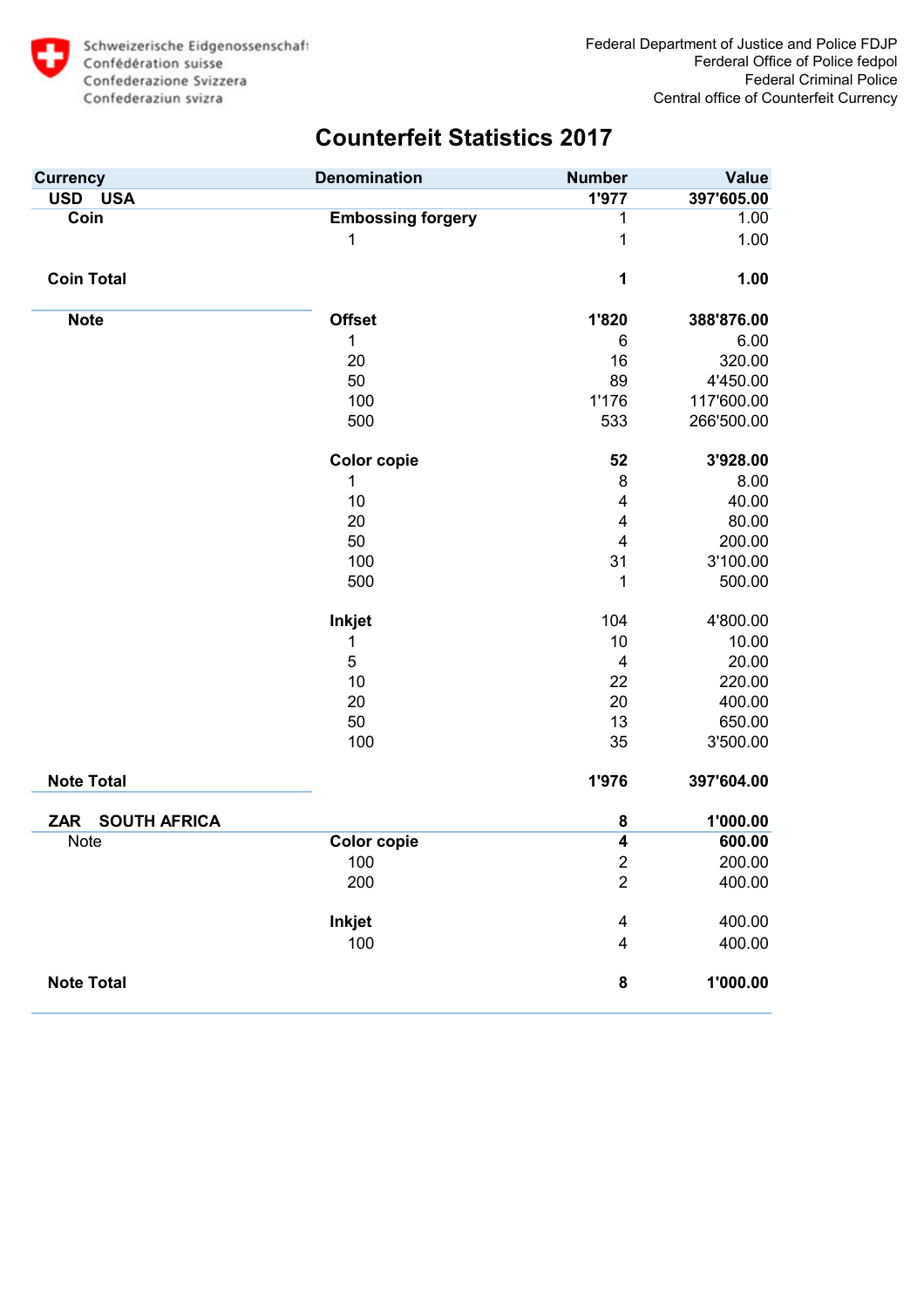Schweizerische Eidgenossenschaft
Confédération suisse
Confederazione Svizzera
Confederaziun svizra

Federal Department of Justice and Police FDJP
Ferderal Office of Police fedpol
Federal Criminal Police
Central office of Counterfeit Currency

# Counterfeit Statistics 2017

| Currency | Denomination | Number | Value |
|---|---|---|---|
| **USD USA** | | **1'977** | **397'605.00** |
| **Coin** | **Embossing forgery** | 1 | 1.00 |
| | 1 | 1 | 1.00 |
| **Coin Total** | | **1** | **1.00** |
| **Note** | **Offset** | **1'820** | **388'876.00** |
| | 1 | 6 | 6.00 |
| | 20 | 16 | 320.00 |
| | 50 | 89 | 4'450.00 |
| | 100 | 1'176 | 117'600.00 |
| | 500 | 533 | 266'500.00 |
| | **Color copie** | **52** | **3'928.00** |
| | 1 | 8 | 8.00 |
| | 10 | 4 | 40.00 |
| | 20 | 4 | 80.00 |
| | 50 | 4 | 200.00 |
| | 100 | 31 | 3'100.00 |
| | 500 | 1 | 500.00 |
| | **Inkjet** | 104 | 4'800.00 |
| | 1 | 10 | 10.00 |
| | 5 | 4 | 20.00 |
| | 10 | 22 | 220.00 |
| | 20 | 20 | 400.00 |
| | 50 | 13 | 650.00 |
| | 100 | 35 | 3'500.00 |
| **Note Total** | | **1'976** | **397'604.00** |
| **ZAR SOUTH AFRICA** | | **8** | **1'000.00** |
| Note | **Color copie** | **4** | **600.00** |
| | 100 | 2 | 200.00 |
| | 200 | 2 | 400.00 |
| | **Inkjet** | 4 | 400.00 |
| | 100 | 4 | 400.00 |
| **Note Total** | | **8** | **1'000.00** |